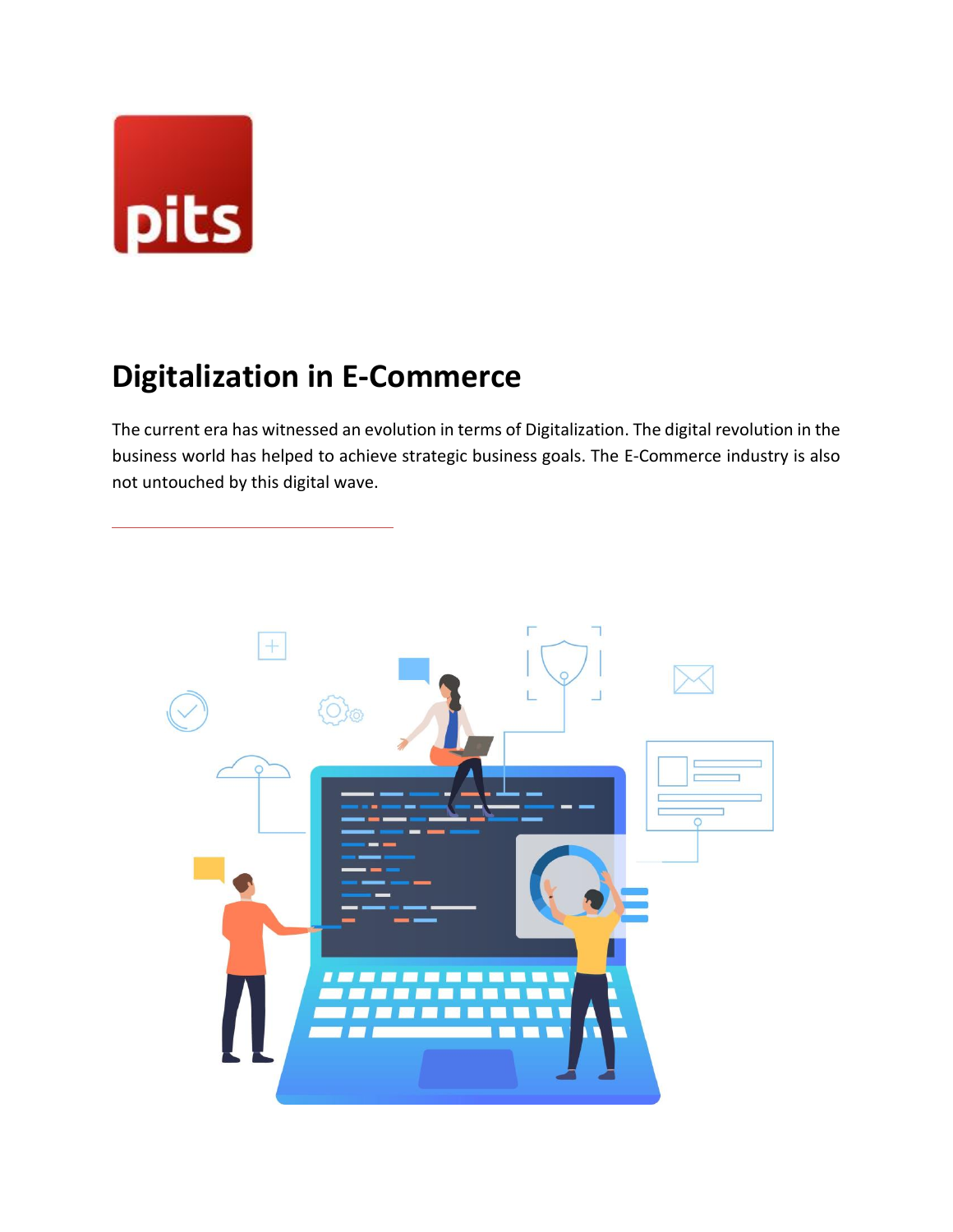pits

# Digitalization in E-Commerce

The current era has witnessed an evolution in terms of Digitalization. The digital revolution in the business world has helped to achieve strategic business goals. The E-Commerce industry is also not untouched by this digital wave.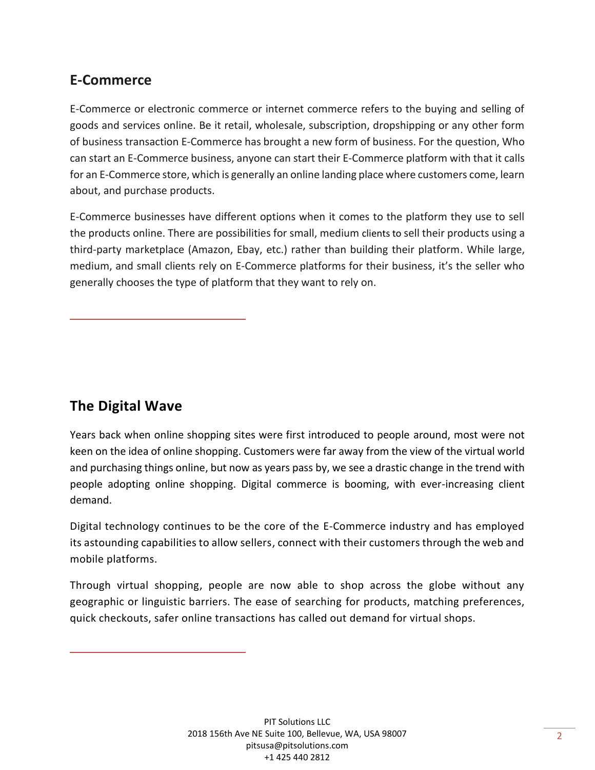## E-Commerce

E-Commerce or electronic commerce or internet commerce refers to the buying and selling of goods and services online. Be it retail, wholesale, subscription, dropshipping or any other form of business transaction E-Commerce has brought a new form of business. For the question, Who can start an E-Commerce business, anyone can start their E-Commerce platform with that it calls for an E-Commerce store, which is generally an online landing place where customers come, learn about, and purchase products.

E-Commerce businesses have different options when it comes to the platform they use to sell the products online. There are possibilities for small, medium clients to sell their products using a third-party marketplace (Amazon, Ebay, etc.) rather than building their platform. While large, medium, and small clients rely on E-Commerce platforms for their business, it's the seller who generally chooses the type of platform that they want to rely on.

## The Digital Wave

Years back when online shopping sites were first introduced to people around, most were not keen on the idea of online shopping. Customers were far away from the view of the virtual world and purchasing things online, but now as years pass by, we see a drastic change in the trend with people adopting online shopping. Digital commerce is booming, with ever-increasing client demand.

Digital technology continues to be the core of the E-Commerce industry and has employed its astounding capabilities to allow sellers, connect with their customers through the web and mobile platforms.

Through virtual shopping, people are now able to shop across the globe without any geographic or linguistic barriers. The ease of searching for products, matching preferences, quick checkouts, safer online transactions has called out demand for virtual shops.

PIT Solutions LLC
2018 156th Ave NE Suite 100, Bellevue, WA, USA 98007
pitsusa@pitsolutions.com
+1 425 440 2812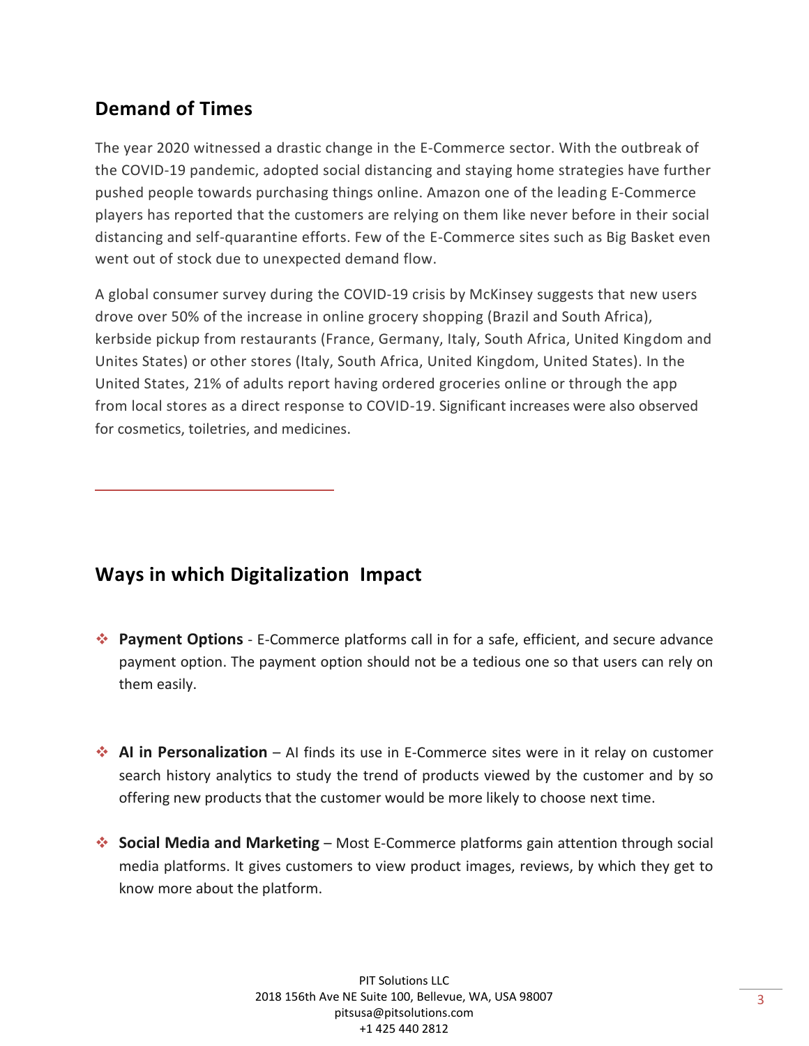## Demand of Times

The year 2020 witnessed a drastic change in the E-Commerce sector. With the outbreak of the COVID-19 pandemic, adopted social distancing and staying home strategies have further pushed people towards purchasing things online. Amazon one of the leading E-Commerce players has reported that the customers are relying on them like never before in their social distancing and self-quarantine efforts. Few of the E-Commerce sites such as Big Basket even went out of stock due to unexpected demand flow.

A global consumer survey during the COVID-19 crisis by McKinsey suggests that new users drove over 50% of the increase in online grocery shopping (Brazil and South Africa), kerbside pickup from restaurants (France, Germany, Italy, South Africa, United Kingdom and Unites States) or other stores (Italy, South Africa, United Kingdom, United States). In the United States, 21% of adults report having ordered groceries online or through the app from local stores as a direct response to COVID-19. Significant increases were also observed for cosmetics, toiletries, and medicines.

## Ways in which Digitalization Impact

- **Payment Options** - E-Commerce platforms call in for a safe, efficient, and secure advance payment option. The payment option should not be a tedious one so that users can rely on them easily.

- **AI in Personalization** – AI finds its use in E-Commerce sites were in it relay on customer search history analytics to study the trend of products viewed by the customer and by so offering new products that the customer would be more likely to choose next time.

- **Social Media and Marketing** – Most E-Commerce platforms gain attention through social media platforms. It gives customers to view product images, reviews, by which they get to know more about the platform.

PIT Solutions LLC
2018 156th Ave NE Suite 100, Bellevue, WA, USA 98007
pitsusa@pitsolutions.com
+1 425 440 2812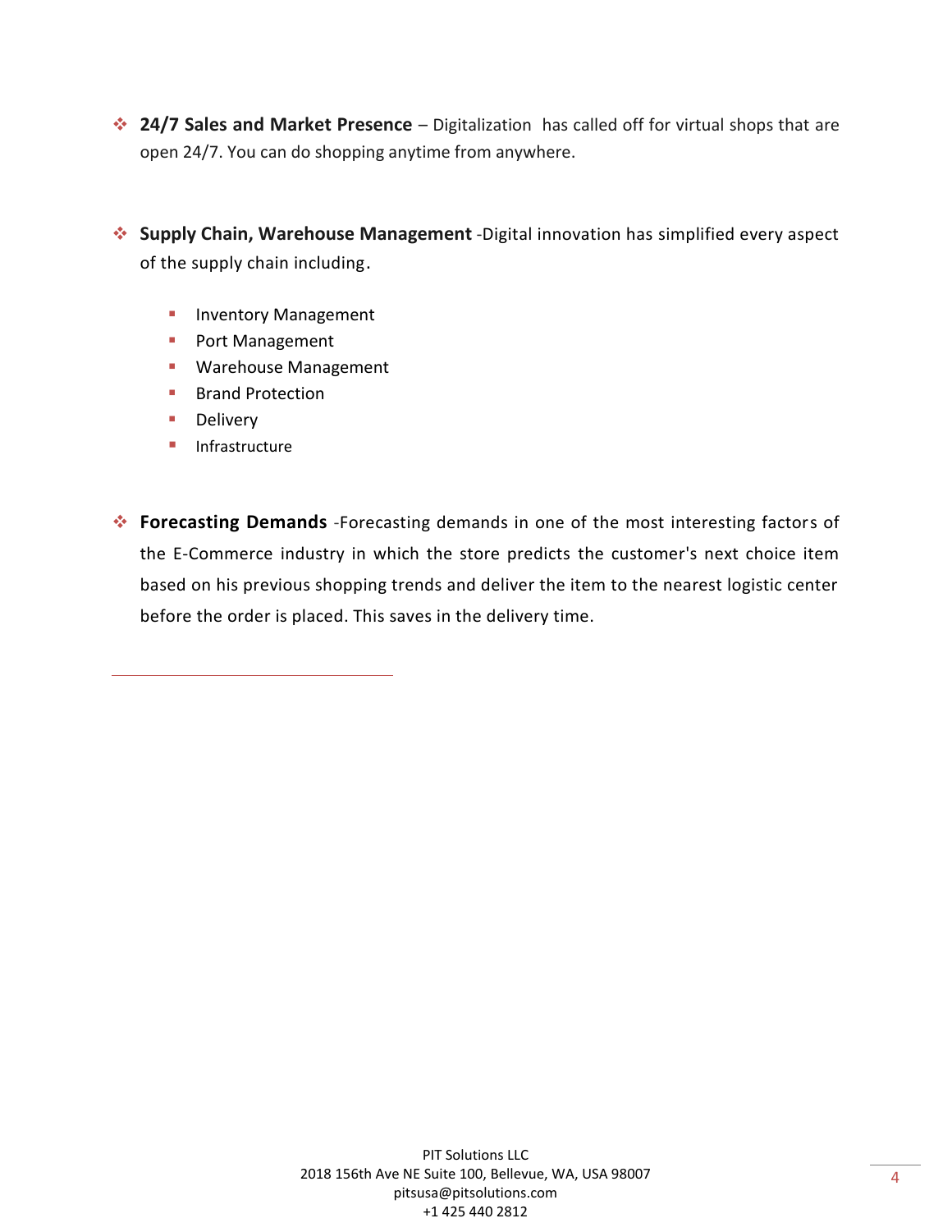- **24/7 Sales and Market Presence** – Digitalization has called off for virtual shops that are open 24/7. You can do shopping anytime from anywhere.

- **Supply Chain, Warehouse Management** -Digital innovation has simplified every aspect of the supply chain including.
    - Inventory Management
    - Port Management
    - Warehouse Management
    - Brand Protection
    - Delivery
    - Infrastructure

- **Forecasting Demands** -Forecasting demands in one of the most interesting factors of the E-Commerce industry in which the store predicts the customer's next choice item based on his previous shopping trends and deliver the item to the nearest logistic center before the order is placed. This saves in the delivery time.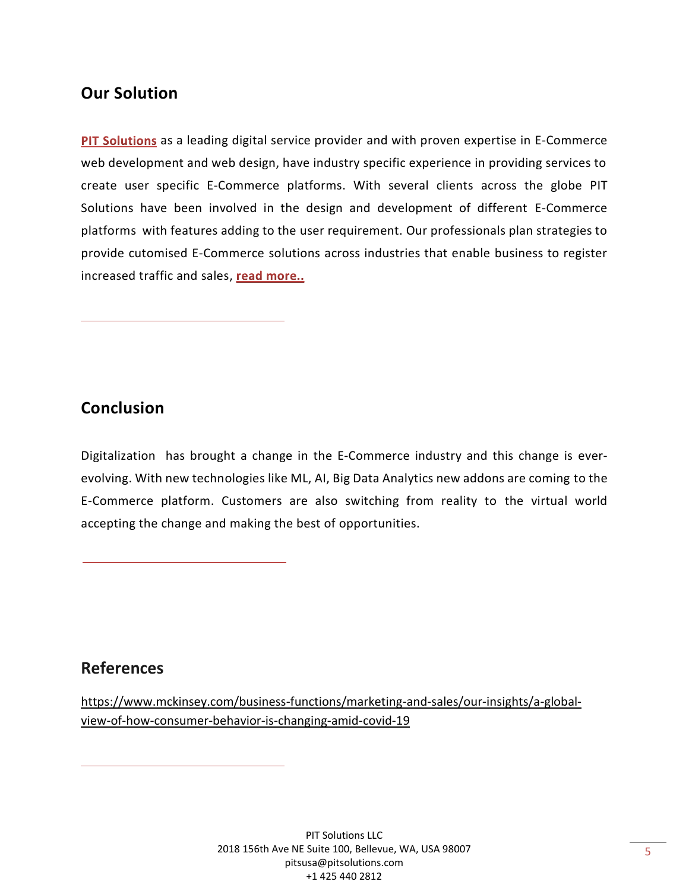## Our Solution

**PIT Solutions** as a leading digital service provider and with proven expertise in E-Commerce web development and web design, have industry specific experience in providing services to create user specific E-Commerce platforms. With several clients across the globe PIT Solutions have been involved in the design and development of different E-Commerce platforms with features adding to the user requirement. Our professionals plan strategies to provide cutomised E-Commerce solutions across industries that enable business to register increased traffic and sales, **read more..**

## Conclusion

Digitalization has brought a change in the E-Commerce industry and this change is ever-evolving. With new technologies like ML, AI, Big Data Analytics new addons are coming to the E-Commerce platform. Customers are also switching from reality to the virtual world accepting the change and making the best of opportunities.

## References

https://www.mckinsey.com/business-functions/marketing-and-sales/our-insights/a-global-view-of-how-consumer-behavior-is-changing-amid-covid-19

PIT Solutions LLC
2018 156th Ave NE Suite 100, Bellevue, WA, USA 98007
pitsusa@pitsolutions.com
+1 425 440 2812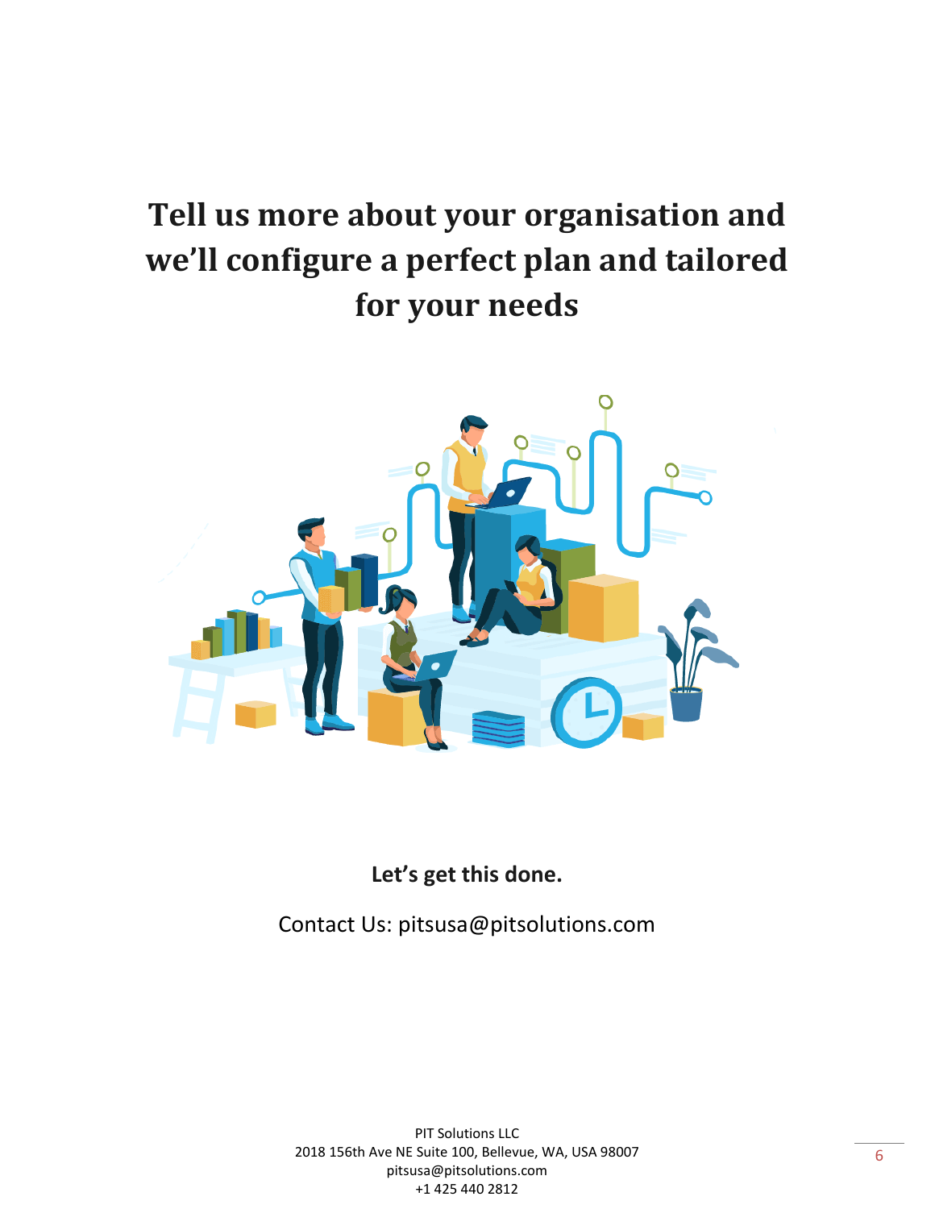# Tell us more about your organisation and we’ll configure a perfect plan and tailored for your needs

**Let’s get this done.**

Contact Us: pitsusa@pitsolutions.com